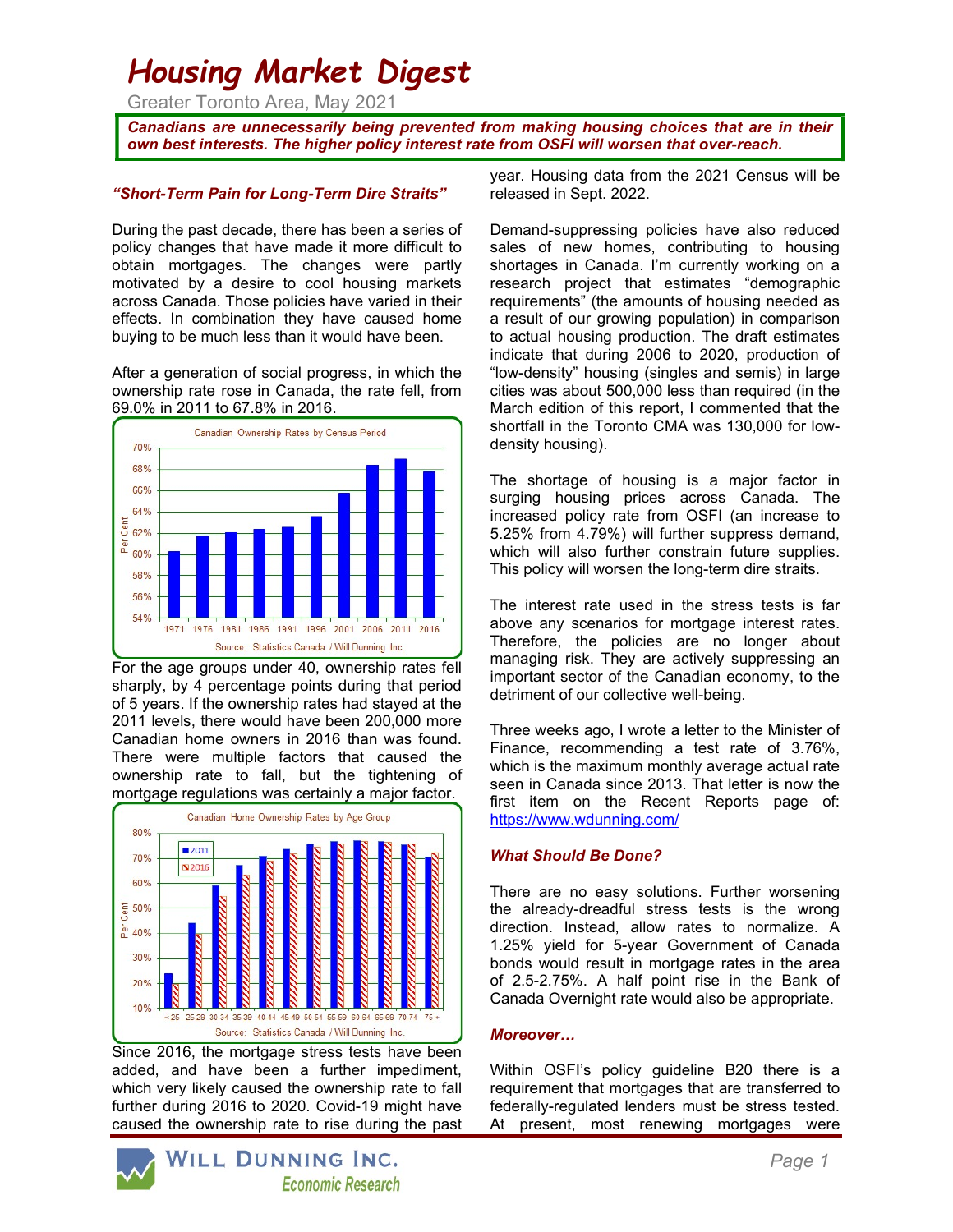# Housing Market Digest

Greater Toronto Area, May 2021

***Canadians are unnecessarily being prevented from making housing choices that are in their own best interests. The higher policy interest rate from OSFI will worsen that over-reach.***

### *"Short-Term Pain for Long-Term Dire Straits"*

During the past decade, there has been a series of policy changes that have made it more difficult to obtain mortgages. The changes were partly motivated by a desire to cool housing markets across Canada. Those policies have varied in their effects. In combination they have caused home buying to be much less than it would have been.

After a generation of social progress, in which the ownership rate rose in Canada, the rate fell, from 69.0% in 2011 to 67.8% in 2016.

Canadian Ownership Rates by Census Period

Source: Statistics Canada / Will Dunning Inc.

For the age groups under 40, ownership rates fell sharply, by 4 percentage points during that period of 5 years. If the ownership rates had stayed at the 2011 levels, there would have been 200,000 more Canadian home owners in 2016 than was found. There were multiple factors that caused the ownership rate to fall, but the tightening of mortgage regulations was certainly a major factor.

Canadian Home Ownership Rates by Age Group

Source: Statistics Canada / Will Dunning Inc.

Since 2016, the mortgage stress tests have been added, and have been a further impediment, which very likely caused the ownership rate to fall further during 2016 to 2020. Covid-19 might have caused the ownership rate to rise during the past year. Housing data from the 2021 Census will be released in Sept. 2022.

Demand-suppressing policies have also reduced sales of new homes, contributing to housing shortages in Canada. I'm currently working on a research project that estimates "demographic requirements" (the amounts of housing needed as a result of our growing population) in comparison to actual housing production. The draft estimates indicate that during 2006 to 2020, production of "low-density" housing (singles and semis) in large cities was about 500,000 less than required (in the March edition of this report, I commented that the shortfall in the Toronto CMA was 130,000 for low-density housing).

The shortage of housing is a major factor in surging housing prices across Canada. The increased policy rate from OSFI (an increase to 5.25% from 4.79%) will further suppress demand, which will also further constrain future supplies. This policy will worsen the long-term dire straits.

The interest rate used in the stress tests is far above any scenarios for mortgage interest rates. Therefore, the policies are no longer about managing risk. They are actively suppressing an important sector of the Canadian economy, to the detriment of our collective well-being.

Three weeks ago, I wrote a letter to the Minister of Finance, recommending a test rate of 3.76%, which is the maximum monthly average actual rate seen in Canada since 2013. That letter is now the first item on the Recent Reports page of: https://www.wdunning.com/

### *What Should Be Done?*

There are no easy solutions. Further worsening the already-dreadful stress tests is the wrong direction. Instead, allow rates to normalize. A 1.25% yield for 5-year Government of Canada bonds would result in mortgage rates in the area of 2.5-2.75%. A half point rise in the Bank of Canada Overnight rate would also be appropriate.

### *Moreover…*

Within OSFI's policy guideline B20 there is a requirement that mortgages that are transferred to federally-regulated lenders must be stress tested. At present, most renewing mortgages were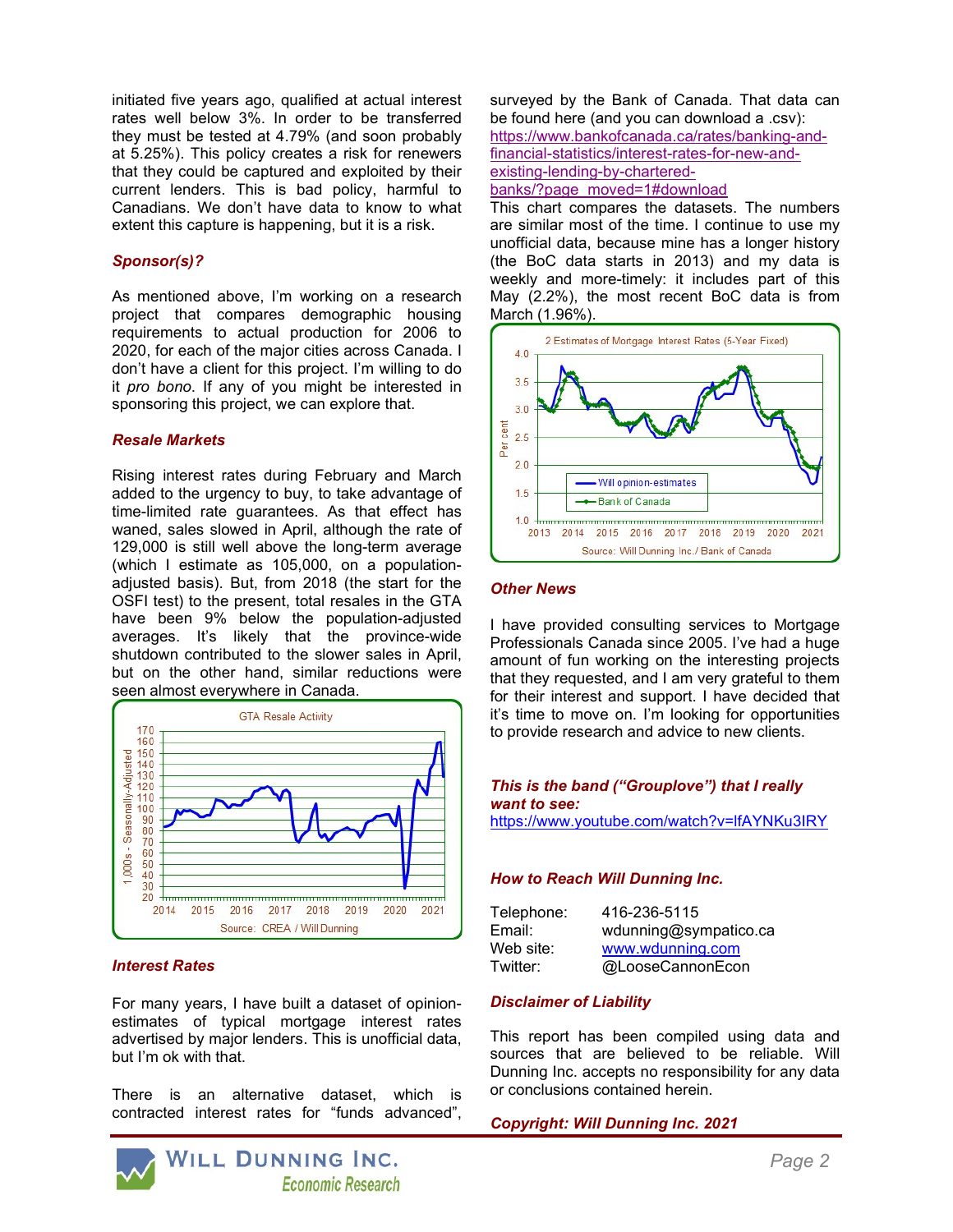initiated five years ago, qualified at actual interest rates well below 3%. In order to be transferred they must be tested at 4.79% (and soon probably at 5.25%). This policy creates a risk for renewers that they could be captured and exploited by their current lenders. This is bad policy, harmful to Canadians. We don't have data to know to what extent this capture is happening, but it is a risk.

### *Sponsor(s)?*

As mentioned above, I'm working on a research project that compares demographic housing requirements to actual production for 2006 to 2020, for each of the major cities across Canada. I don't have a client for this project. I'm willing to do it *pro bono*. If any of you might be interested in sponsoring this project, we can explore that.

### *Resale Markets*

Rising interest rates during February and March added to the urgency to buy, to take advantage of time-limited rate guarantees. As that effect has waned, sales slowed in April, although the rate of 129,000 is still well above the long-term average (which I estimate as 105,000, on a population-adjusted basis). But, from 2018 (the start for the OSFI test) to the present, total resales in the GTA have been 9% below the population-adjusted averages. It's likely that the province-wide shutdown contributed to the slower sales in April, but on the other hand, similar reductions were seen almost everywhere in Canada.

GTA Resale Activity

1,000s - Seasonally-Adjusted

170
160
150
140
130
120
110
100
90
80
70
60
50
40
30
20

2014 2015 2016 2017 2018 2019 2020 2021

Source: CREA / Will Dunning

### *Interest Rates*

For many years, I have built a dataset of opinion-estimates of typical mortgage interest rates advertised by major lenders. This is unofficial data, but I'm ok with that.

There is an alternative dataset, which is contracted interest rates for "funds advanced", surveyed by the Bank of Canada. That data can be found here (and you can download a .csv): https://www.bankofcanada.ca/rates/banking-and-financial-statistics/interest-rates-for-new-and-existing-lending-by-chartered-banks/?page_moved=1#download

This chart compares the datasets. The numbers are similar most of the time. I continue to use my unofficial data, because mine has a longer history (the BoC data starts in 2013) and my data is weekly and more-timely: it includes part of this May (2.2%), the most recent BoC data is from March (1.96%).

2 Estimates of Mortgage Interest Rates (5-Year Fixed)

Per cent

4.0
3.5
3.0
2.5
2.0
1.5
1.0

2013 2014 2015 2016 2017 2018 2019 2020 2021

Will opinion-estimates
Bank of Canada

Source: Will Dunning Inc./ Bank of Canada

### *Other News*

I have provided consulting services to Mortgage Professionals Canada since 2005. I've had a huge amount of fun working on the interesting projects that they requested, and I am very grateful to them for their interest and support. I have decided that it's time to move on. I'm looking for opportunities to provide research and advice to new clients.

### *This is the band ("Grouplove") that I really want to see:*

https://www.youtube.com/watch?v=lfAYNKu3IRY

### *How to Reach Will Dunning Inc.*

| | |
|---|---|
| Telephone: | 416-236-5115 |
| Email: | wdunning@sympatico.ca |
| Web site: | www.wdunning.com |
| Twitter: | @LooseCannonEcon |

### *Disclaimer of Liability*

This report has been compiled using data and sources that are believed to be reliable. Will Dunning Inc. accepts no responsibility for any data or conclusions contained herein.

***Copyright: Will Dunning Inc. 2021***